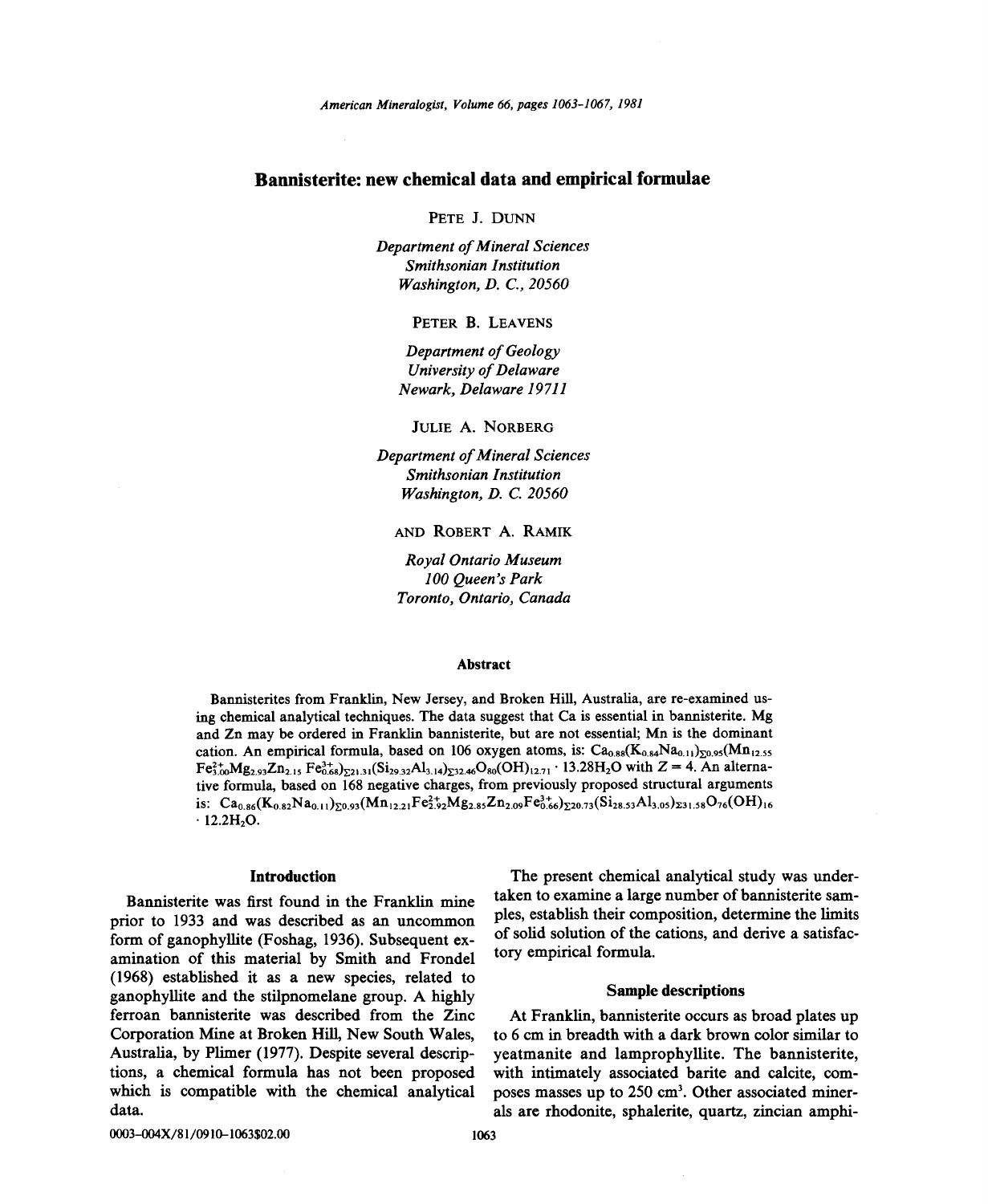# Bannisterite: new chemical data and empirical formulae

PETE J. DUNN

*Department of Mineral Sciences*
*Smithsonian Institution*
*Washington, D. C., 20560*

PETER B. LEAVENS

*Department of Geology*
*University of Delaware*
*Newark, Delaware 19711*

JULIE A. NORBERG

*Department of Mineral Sciences*
*Smithsonian Institution*
*Washington, D. C. 20560*

AND ROBERT A. RAMIK

*Royal Ontario Museum*
*100 Queen's Park*
*Toronto, Ontario, Canada*

## Abstract

Bannisterites from Franklin, New Jersey, and Broken Hill, Australia, are re-examined using chemical analytical techniques. The data suggest that Ca is essential in bannisterite. Mg and Zn may be ordered in Franklin bannisterite, but are not essential; Mn is the dominant cation. An empirical formula, based on 106 oxygen atoms, is: $Ca_{0.88}(K_{0.84}Na_{0.11})_{\Sigma 0.95}(Mn_{12.55}Fe^{2+}_{3.00}Mg_{2.93}Zn_{2.15}Fe^{3+}_{0.68})_{\Sigma 21.31}(Si_{29.32}Al_{3.14})_{\Sigma 32.46}O_{80}(OH)_{12.71} \cdot 13.28H_2O$ with $Z = 4$. An alternative formula, based on 168 negative charges, from previously proposed structural arguments is: $Ca_{0.86}(K_{0.82}Na_{0.11})_{\Sigma 0.93}(Mn_{12.21}Fe^{2+}_{2.92}Mg_{2.85}Zn_{2.09}Fe^{3+}_{0.66})_{\Sigma 20.73}(Si_{28.53}Al_{3.05})_{\Sigma 31.58}O_{76}(OH)_{16} \cdot 12.2H_2O$.

## Introduction

Bannisterite was first found in the Franklin mine prior to 1933 and was described as an uncommon form of ganophyllite (Foshag, 1936). Subsequent examination of this material by Smith and Frondel (1968) established it as a new species, related to ganophyllite and the stilpnomelane group. A highly ferroan bannisterite was described from the Zinc Corporation Mine at Broken Hill, New South Wales, Australia, by Plimer (1977). Despite several descriptions, a chemical formula has not been proposed which is compatible with the chemical analytical data.

The present chemical analytical study was undertaken to examine a large number of bannisterite samples, establish their composition, determine the limits of solid solution of the cations, and derive a satisfactory empirical formula.

## Sample descriptions

At Franklin, bannisterite occurs as broad plates up to 6 cm in breadth with a dark brown color similar to yeatmanite and lamprophyllite. The bannisterite, with intimately associated barite and calcite, composes masses up to 250 cm³. Other associated minerals are rhodonite, sphalerite, quartz, zincian amphi-

0003-004X/81/0910-1063$02.00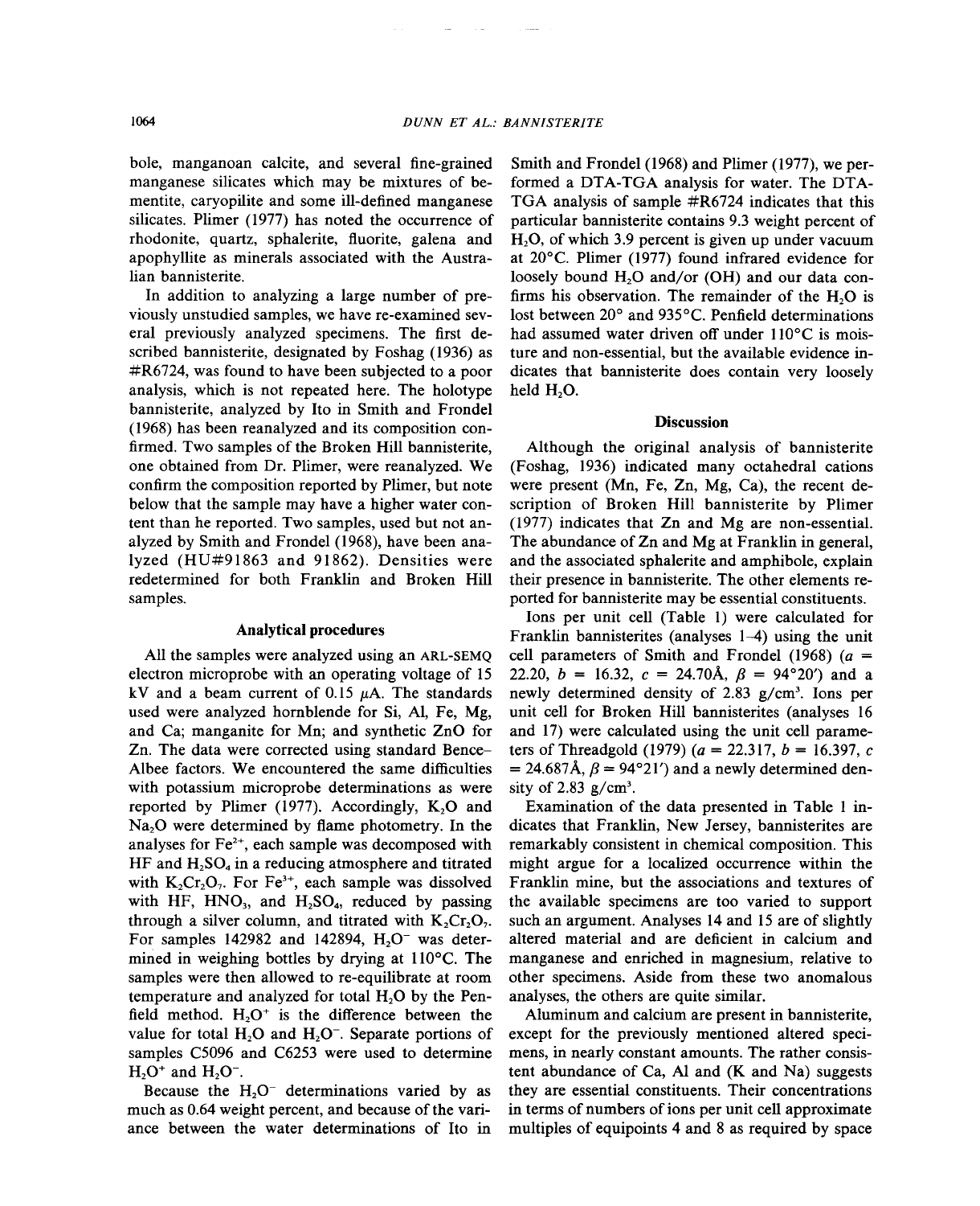bole, manganoan calcite, and several fine-grained manganese silicates which may be mixtures of bementite, caryopilite and some ill-defined manganese silicates. Plimer (1977) has noted the occurrence of rhodonite, quartz, sphalerite, fluorite, galena and apophyllite as minerals associated with the Australian bannisterite.

In addition to analyzing a large number of previously unstudied samples, we have re-examined several previously analyzed specimens. The first described bannisterite, designated by Foshag (1936) as #R6724, was found to have been subjected to a poor analysis, which is not repeated here. The holotype bannisterite, analyzed by Ito in Smith and Frondel (1968) has been reanalyzed and its composition confirmed. Two samples of the Broken Hill bannisterite, one obtained from Dr. Plimer, were reanalyzed. We confirm the composition reported by Plimer, but note below that the sample may have a higher water content than he reported. Two samples, used but not analyzed by Smith and Frondel (1968), have been analyzed (HU#91863 and 91862). Densities were redetermined for both Franklin and Broken Hill samples.

## Analytical procedures

All the samples were analyzed using an ARL-SEMQ electron microprobe with an operating voltage of 15 kV and a beam current of 0.15 $\mu$A. The standards used were analyzed hornblende for Si, Al, Fe, Mg, and Ca; manganite for Mn; and synthetic ZnO for Zn. The data were corrected using standard Bence-Albee factors. We encountered the same difficulties with potassium microprobe determinations as were reported by Plimer (1977). Accordingly, $K_2O$ and $Na_2O$ were determined by flame photometry. In the analyses for $Fe^{2+}$, each sample was decomposed with HF and $H_2SO_4$ in a reducing atmosphere and titrated with $K_2Cr_2O_7$. For $Fe^{3+}$, each sample was dissolved with HF, $HNO_3$, and $H_2SO_4$, reduced by passing through a silver column, and titrated with $K_2Cr_2O_7$. For samples 142982 and 142894, $H_2O^-$ was determined in weighing bottles by drying at 110°C. The samples were then allowed to re-equilibrate at room temperature and analyzed for total $H_2O$ by the Penfield method. $H_2O^+$ is the difference between the value for total $H_2O$ and $H_2O^-$. Separate portions of samples C5096 and C6253 were used to determine $H_2O^+$ and $H_2O^-$.

Because the $H_2O^-$ determinations varied by as much as 0.64 weight percent, and because of the variance between the water determinations of Ito in Smith and Frondel (1968) and Plimer (1977), we performed a DTA-TGA analysis for water. The DTA-TGA analysis of sample #R6724 indicates that this particular bannisterite contains 9.3 weight percent of $H_2O$, of which 3.9 percent is given up under vacuum at 20°C. Plimer (1977) found infrared evidence for loosely bound $H_2O$ and/or (OH) and our data confirms his observation. The remainder of the $H_2O$ is lost between 20° and 935°C. Penfield determinations had assumed water driven off under 110°C is moisture and non-essential, but the available evidence indicates that bannisterite does contain very loosely held $H_2O$.

## Discussion

Although the original analysis of bannisterite (Foshag, 1936) indicated many octahedral cations were present (Mn, Fe, Zn, Mg, Ca), the recent description of Broken Hill bannisterite by Plimer (1977) indicates that Zn and Mg are non-essential. The abundance of Zn and Mg at Franklin in general, and the associated sphalerite and amphibole, explain their presence in bannisterite. The other elements reported for bannisterite may be essential constituents.

Ions per unit cell (Table 1) were calculated for Franklin bannisterites (analyses 1–4) using the unit cell parameters of Smith and Frondel (1968) ($a$ = 22.20, $b$ = 16.32, $c$ = 24.70Å, $\beta$ = 94°20′) and a newly determined density of 2.83 g/cm³. Ions per unit cell for Broken Hill bannisterites (analyses 16 and 17) were calculated using the unit cell parameters of Threadgold (1979) ($a$ = 22.317, $b$ = 16.397, $c$ = 24.687Å, $\beta$ = 94°21′) and a newly determined density of 2.83 g/cm³.

Examination of the data presented in Table 1 indicates that Franklin, New Jersey, bannisterites are remarkably consistent in chemical composition. This might argue for a localized occurrence within the Franklin mine, but the associations and textures of the available specimens are too varied to support such an argument. Analyses 14 and 15 are of slightly altered material and are deficient in calcium and manganese and enriched in magnesium, relative to other specimens. Aside from these two anomalous analyses, the others are quite similar.

Aluminum and calcium are present in bannisterite, except for the previously mentioned altered specimens, in nearly constant amounts. The rather consistent abundance of Ca, Al and (K and Na) suggests they are essential constituents. Their concentrations in terms of numbers of ions per unit cell approximate multiples of equipoints 4 and 8 as required by space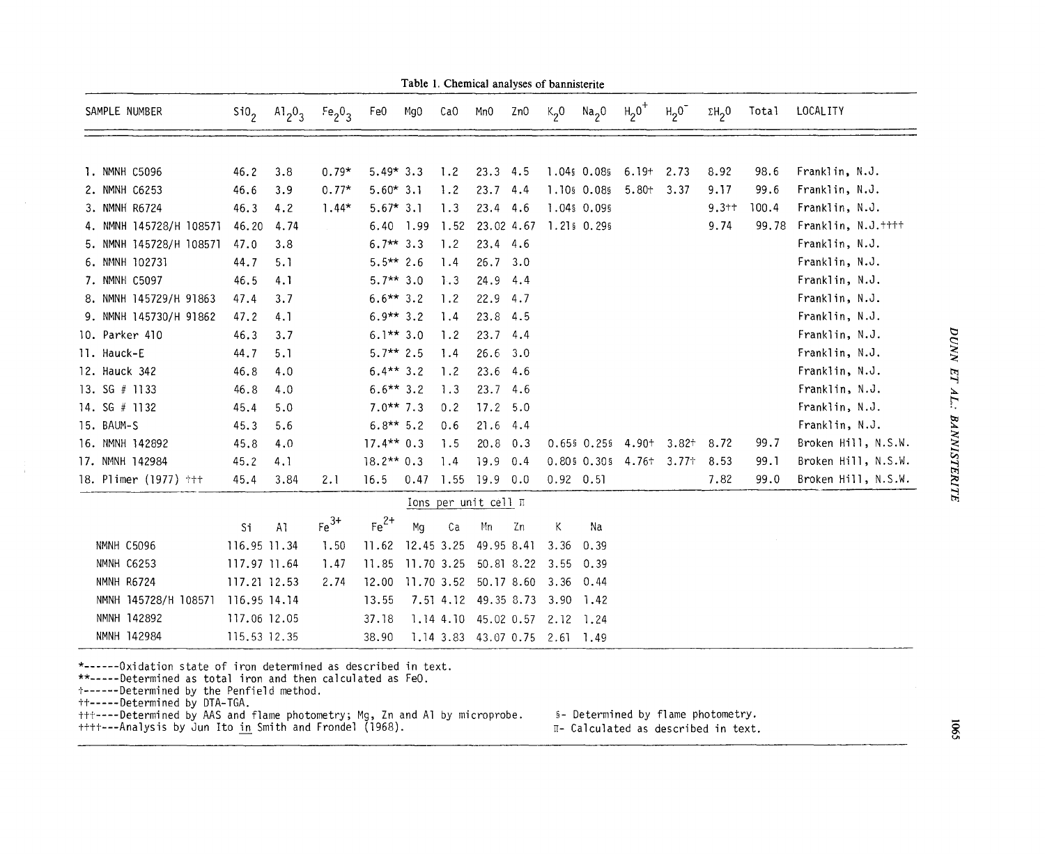Table 1. Chemical analyses of bannisterite

| SAMPLE NUMBER | $SiO_2$ | $Al_2O_3$ | $Fe_2O_3$ | FeO | MgO | CaO | MnO | ZnO | $K_2O$ | $Na_2O$ | $H_2O^+$ | $H_2O^-$ | $\Sigma H_2O$ | Total | LOCALITY |
|---|---|---|---|---|---|---|---|---|---|---|---|---|---|---|---|
| 1. NMNH C5096 | 46.2 | 3.8 | 0.79* | 5.49* | 3.3 | 1.2 | 23.3 | 4.5 | 1.04§ | 0.08§ | 6.19† | 2.73 | 8.92 | 98.6 | Franklin, N.J. |
| 2. NMNH C6253 | 46.6 | 3.9 | 0.77* | 5.60* | 3.1 | 1.2 | 23.7 | 4.4 | 1.10§ | 0.08§ | 5.80† | 3.37 | 9.17 | 99.6 | Franklin, N.J. |
| 3. NMNH R6724 | 46.3 | 4.2 | 1.44* | 5.67* | 3.1 | 1.3 | 23.4 | 4.6 | 1.04§ | 0.09§ | | | 9.3†† | 100.4 | Franklin, N.J. |
| 4. NMNH 145728/H 108571 | 46.20 | 4.74 | | 6.40 | 1.99 | 1.52 | 23.02 | 4.67 | 1.21§ | 0.29§ | | | 9.74 | 99.78 | Franklin, N.J.†††† |
| 5. NMNH 145728/H 108571 | 47.0 | 3.8 | | 6.7** | 3.3 | 1.2 | 23.4 | 4.6 | | | | | | | Franklin, N.J. |
| 6. NMNH 102731 | 44.7 | 5.1 | | 5.5** | 2.6 | 1.4 | 26.7 | 3.0 | | | | | | | Franklin, N.J. |
| 7. NMNH C5097 | 46.5 | 4.1 | | 5.7** | 3.0 | 1.3 | 24.9 | 4.4 | | | | | | | Franklin, N.J. |
| 8. NMNH 145729/H 91863 | 47.4 | 3.7 | | 6.6** | 3.2 | 1.2 | 22.9 | 4.7 | | | | | | | Franklin, N.J. |
| 9. NMNH 145730/H 91862 | 47.2 | 4.1 | | 6.9** | 3.2 | 1.4 | 23.8 | 4.5 | | | | | | | Franklin, N.J. |
| 10. Parker 410 | 46.3 | 3.7 | | 6.1** | 3.0 | 1.2 | 23.7 | 4.4 | | | | | | | Franklin, N.J. |
| 11. Hauck-E | 44.7 | 5.1 | | 5.7** | 2.5 | 1.4 | 26.6 | 3.0 | | | | | | | Franklin, N.J. |
| 12. Hauck 342 | 46.8 | 4.0 | | 6.4** | 3.2 | 1.2 | 23.6 | 4.6 | | | | | | | Franklin, N.J. |
| 13. SG # 1133 | 46.8 | 4.0 | | 6.6** | 3.2 | 1.3 | 23.7 | 4.6 | | | | | | | Franklin, N.J. |
| 14. SG # 1132 | 45.4 | 5.0 | | 7.0** | 7.3 | 0.2 | 17.2 | 5.0 | | | | | | | Franklin, N.J. |
| 15. BAUM-S | 45.3 | 5.6 | | 6.8** | 5.2 | 0.6 | 21.6 | 4.4 | | | | | | | Franklin, N.J. |
| 16. NMNH 142892 | 45.8 | 4.0 | | 17.4** | 0.3 | 1.5 | 20.8 | 0.3 | 0.65§ | 0.25§ | 4.90† | 3.82† | 8.72 | 99.7 | Broken Hill, N.S.W. |
| 17. NMNH 142984 | 45.2 | 4.1 | | 18.2** | 0.3 | 1.4 | 19.9 | 0.4 | 0.80§ | 0.30§ | 4.76† | 3.77† | 8.53 | 99.1 | Broken Hill, N.S.W. |
| 18. Plimer (1977) ††† | 45.4 | 3.84 | 2.1 | 16.5 | 0.47 | 1.55 | 19.9 | 0.0 | 0.92 | 0.51 | | | 7.82 | 99.0 | Broken Hill, N.S.W. |

Ions per unit cell π

| | Si | Al | $Fe^{3+}$ | $Fe^{2+}$ | Mg | Ca | Mn | Zn | K | Na |
|---|---|---|---|---|---|---|---|---|---|---|
| NMNH C5096 | 116.95 | 11.34 | 1.50 | 11.62 | 12.45 | 3.25 | 49.95 | 8.41 | 3.36 | 0.39 |
| NMNH C6253 | 117.97 | 11.64 | 1.47 | 11.85 | 11.70 | 3.25 | 50.81 | 8.22 | 3.55 | 0.39 |
| NMNH R6724 | 117.21 | 12.53 | 2.74 | 12.00 | 11.70 | 3.52 | 50.17 | 8.60 | 3.36 | 0.44 |
| NMNH 145728/H 108571 | 116.95 | 14.14 | | 13.55 | 7.51 | 4.12 | 49.35 | 8.73 | 3.90 | 1.42 |
| NMNH 142892 | 117.06 | 12.05 | | 37.18 | 1.14 | 4.10 | 45.02 | 0.57 | 2.12 | 1.24 |
| NMNH 142984 | 115.53 | 12.35 | | 38.90 | 1.14 | 3.83 | 43.07 | 0.75 | 2.61 | 1.49 |

*------Oxidation state of iron determined as described in text.
**-----Determined as total iron and then calculated as FeO.
†------Determined by the Penfield method.
††-----Determined by DTA-TGA.
†††----Determined by AAS and flame photometry; Mg, Zn and Al by microprobe.
††††---Analysis by Jun Ito in Smith and Frondel (1968).

§- Determined by flame photometry.
π- Calculated as described in text.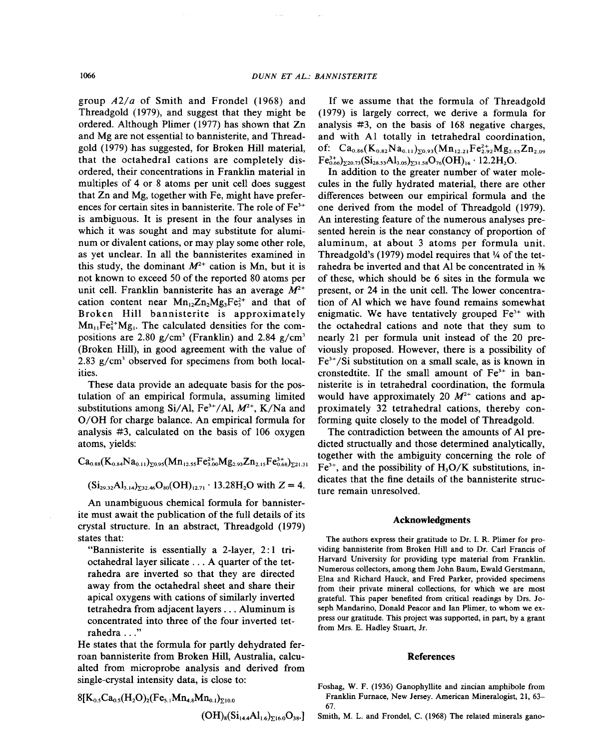group $A2/a$ of Smith and Frondel (1968) and Threadgold (1979), and suggest that they might be ordered. Although Plimer (1977) has shown that Zn and Mg are not essential to bannisterite, and Threadgold (1979) has suggested, for Broken Hill material, that the octahedral cations are completely disordered, their concentrations in Franklin material in multiples of 4 or 8 atoms per unit cell does suggest that Zn and Mg, together with Fe, might have preferences for certain sites in bannisterite. The role of $Fe^{3+}$ is ambiguous. It is present in the four analyses in which it was sought and may substitute for aluminum or divalent cations, or may play some other role, as yet unclear. In all the bannisterites examined in this study, the dominant $M^{2+}$ cation is Mn, but it is not known to exceed 50 of the reported 80 atoms per unit cell. Franklin bannisterite has an average $M^{2+}$ cation content near $Mn_{12}Zn_2Mg_3Fe_3^{2+}$ and that of Broken Hill bannisterite is approximately $Mn_{11}Fe_8^{2+}Mg_1$. The calculated densities for the compositions are 2.80 g/cm³ (Franklin) and 2.84 g/cm³ (Broken Hill), in good agreement with the value of 2.83 g/cm³ observed for specimens from both localities.

These data provide an adequate basis for the postulation of an empirical formula, assuming limited substitutions among Si/Al, $Fe^{3+}$/Al, $M^{2+}$, K/Na and O/OH for charge balance. An empirical formula for analysis #3, calculated on the basis of 106 oxygen atoms, yields:

$$Ca_{0.88}(K_{0.84}Na_{0.11})_{\Sigma 0.95}(Mn_{12.55}Fe^{2+}_{3.00}Mg_{2.93}Zn_{2.15}Fe^{3+}_{0.68})_{\Sigma 21.31}$$

$$(Si_{29.32}Al_{3.14})_{\Sigma 32.46}O_{80}(OH)_{12.71} \cdot 13.28H_2O \text{ with } Z = 4.$$

An unambiguous chemical formula for bannisterite must await the publication of the full details of its crystal structure. In an abstract, Threadgold (1979) states that:

"Bannisterite is essentially a 2-layer, 2:1 trioctahedral layer silicate . . . A quarter of the tetrahedra are inverted so that they are directed away from the octahedral sheet and share their apical oxygens with cations of similarly inverted tetrahedra from adjacent layers . . . Aluminum is concentrated into three of the four inverted tetrahedra . . ."

He states that the formula for partly dehydrated ferroan bannisterite from Broken Hill, Australia, calculated from microprobe analysis and derived from single-crystal intensity data, is close to:

$$8[K_{0.5}Ca_{0.5}(H_2O)_2(Fe_{5.1}Mn_{4.8}Mn_{0.1})_{\Sigma 10.0}(OH)_8(Si_{14.4}Al_{1.6})_{\Sigma 16.0}O_{38}.]$$

If we assume that the formula of Threadgold (1979) is largely correct, we derive a formula for analysis #3, on the basis of 168 negative charges, and with Al totally in tetrahedral coordination, of: $Ca_{0.86}(K_{0.82}Na_{0.11})_{\Sigma 0.93}(Mn_{12.21}Fe^{2+}_{2.92}Mg_{2.85}Zn_{2.09}Fe^{3+}_{0.66})_{\Sigma 20.73}(Si_{28.53}Al_{3.05})_{\Sigma 31.58}O_{76}(OH)_{16} \cdot 12.2H_2O$.

In addition to the greater number of water molecules in the fully hydrated material, there are other differences between our empirical formula and the one derived from the model of Threadgold (1979). An interesting feature of the numerous analyses presented herein is the near constancy of proportion of aluminum, at about 3 atoms per formula unit. Threadgold's (1979) model requires that ¼ of the tetrahedra be inverted and that Al be concentrated in ⅜ of these, which should be 6 sites in the formula we present, or 24 in the unit cell. The lower concentration of Al which we have found remains somewhat enigmatic. We have tentatively grouped $Fe^{3+}$ with the octahedral cations and note that they sum to nearly 21 per formula unit instead of the 20 previously proposed. However, there is a possibility of $Fe^{3+}$/Si substitution on a small scale, as is known in cronstedtite. If the small amount of $Fe^{3+}$ in bannisterite is in tetrahedral coordination, the formula would have approximately 20 $M^{2+}$ cations and approximately 32 tetrahedral cations, thereby conforming quite closely to the model of Threadgold.

The contradiction between the amounts of Al predicted structurally and those determined analytically, together with the ambiguity concerning the role of $Fe^{3+}$, and the possibility of $H_3O$/K substitutions, indicates that the fine details of the bannisterite structure remain unresolved.

## Acknowledgments

The authors express their gratitude to Dr. I. R. Plimer for providing bannisterite from Broken Hill and to Dr. Carl Francis of Harvard University for providing type material from Franklin. Numerous collectors, among them John Baum, Ewald Gerstmann, Elna and Richard Hauck, and Fred Parker, provided specimens from their private mineral collections, for which we are most grateful. This paper benefited from critical readings by Drs. Joseph Mandarino, Donald Peacor and Ian Plimer, to whom we express our gratitude. This project was supported, in part, by a grant from Mrs. E. Hadley Stuart, Jr.

## References

Foshag, W. F. (1936) Ganophyllite and zincian amphibole from Franklin Furnace, New Jersey. American Mineralogist, 21, 63–67.

Smith, M. L. and Frondel, C. (1968) The related minerals gano-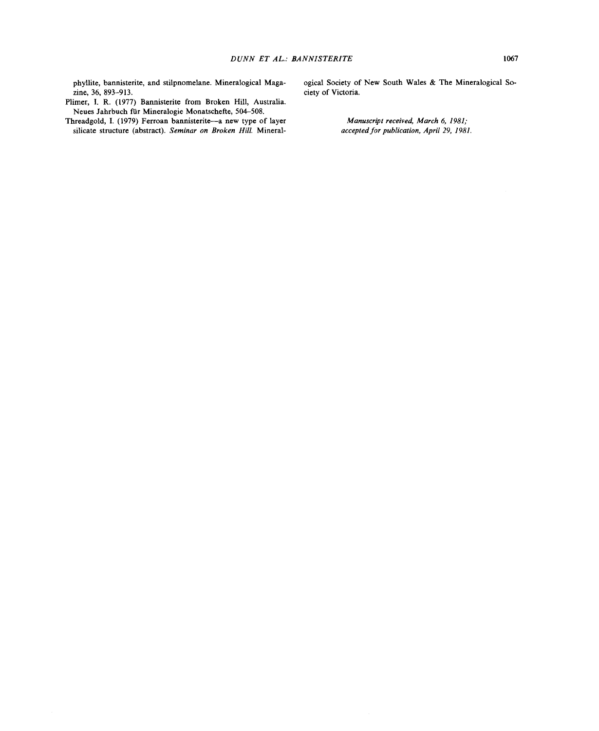phyllite, bannisterite, and stilpnomelane. Mineralogical Magazine, 36, 893–913.

Plimer, I. R. (1977) Bannisterite from Broken Hill, Australia. Neues Jahrbuch für Mineralogie Monatschefte, 504–508.

Threadgold, I. (1979) Ferroan bannisterite—a new type of layer silicate structure (abstract). *Seminar on Broken Hill.* Mineralogical Society of New South Wales & The Mineralogical Society of Victoria.

*Manuscript received, March 6, 1981;*
*accepted for publication, April 29, 1981.*